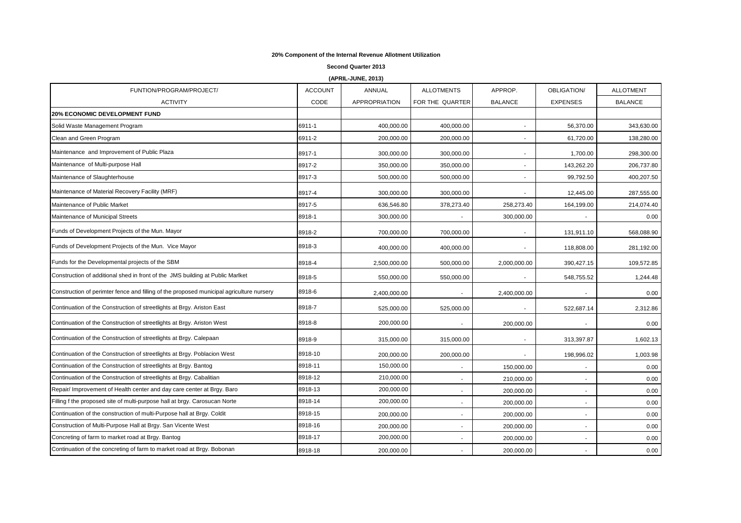**20% Component of the Internal Revenue Allotment Utilization**

**Second Quarter 2013**

**(APRIL-JUNE, 2013)**

| FUNTION/PROGRAM/PROJECT/ ACTIVITY | ACCOUNT CODE | ANNUAL APPROPRIATION | ALLOTMENTS FOR THE QUARTER | APPROP. BALANCE | OBLIGATION/ EXPENSES | ALLOTMENT BALANCE |
|---|---|---|---|---|---|---|
| **20% ECONOMIC DEVELOPMENT FUND** | | | | | | |
| Solid Waste Management Program | 6911-1 | 400,000.00 | 400,000.00 | - | 56,370.00 | 343,630.00 |
| Clean and Green Program | 6911-2 | 200,000.00 | 200,000.00 | - | 61,720.00 | 138,280.00 |
| Maintenance and Improvement of Public Plaza | 8917-1 | 300,000.00 | 300,000.00 | - | 1,700.00 | 298,300.00 |
| Maintenance of Multi-purpose Hall | 8917-2 | 350,000.00 | 350,000.00 | - | 143,262.20 | 206,737.80 |
| Maintenance of Slaughterhouse | 8917-3 | 500,000.00 | 500,000.00 | - | 99,792.50 | 400,207.50 |
| Maintenance of Material Recovery Facility (MRF) | 8917-4 | 300,000.00 | 300,000.00 | - | 12,445.00 | 287,555.00 |
| Maintenance of Public Market | 8917-5 | 636,546.80 | 378,273.40 | 258,273.40 | 164,199.00 | 214,074.40 |
| Maintenance of Municipal Streets | 8918-1 | 300,000.00 | - | 300,000.00 | - | 0.00 |
| Funds of Development Projects of the Mun. Mayor | 8918-2 | 700,000.00 | 700,000.00 | - | 131,911.10 | 568,088.90 |
| Funds of Development Projects of the Mun. Vice Mayor | 8918-3 | 400,000.00 | 400,000.00 | - | 118,808.00 | 281,192.00 |
| Funds for the Developmental projects of the SBM | 8918-4 | 2,500,000.00 | 500,000.00 | 2,000,000.00 | 390,427.15 | 109,572.85 |
| Construction of additional shed in front of the JMS building at Public Marlket | 8918-5 | 550,000.00 | 550,000.00 | - | 548,755.52 | 1,244.48 |
| Construction of perimter fence and filling of the proposed municipal agriculture nursery | 8918-6 | 2,400,000.00 | - | 2,400,000.00 | - | 0.00 |
| Continuation of the Construction of streetlights at Brgy. Ariston East | 8918-7 | 525,000.00 | 525,000.00 | - | 522,687.14 | 2,312.86 |
| Continuation of the Construction of streetlights at Brgy. Ariston West | 8918-8 | 200,000.00 | - | 200,000.00 | - | 0.00 |
| Continuation of the Construction of streetlights at Brgy. Calepaan | 8918-9 | 315,000.00 | 315,000.00 | - | 313,397.87 | 1,602.13 |
| Continuation of the Construction of streetlights at Brgy. Poblacion West | 8918-10 | 200,000.00 | 200,000.00 | - | 198,996.02 | 1,003.98 |
| Continuation of the Construction of streetlights at Brgy. Bantog | 8918-11 | 150,000.00 | - | 150,000.00 | - | 0.00 |
| Continuation of the Construction of streetlights at Brgy. Cabalitian | 8918-12 | 210,000.00 | - | 210,000.00 | - | 0.00 |
| Repair/ Improvement of Health center and day care center at Brgy. Baro | 8918-13 | 200,000.00 | - | 200,000.00 | - | 0.00 |
| Filling f the proposed site of multi-purpose hall at brgy. Carosucan Norte | 8918-14 | 200,000.00 | - | 200,000.00 | - | 0.00 |
| Continuation of the construction of multi-Purpose hall at Brgy. Coldit | 8918-15 | 200,000.00 | - | 200,000.00 | - | 0.00 |
| Construction of Multi-Purpose Hall at Brgy. San Vicente West | 8918-16 | 200,000.00 | - | 200,000.00 | - | 0.00 |
| Concreting of farm to market road at Brgy. Bantog | 8918-17 | 200,000.00 | - | 200,000.00 | - | 0.00 |
| Continuation of the concreting of farm to market road at Brgy. Bobonan | 8918-18 | 200,000.00 | - | 200,000.00 | - | 0.00 |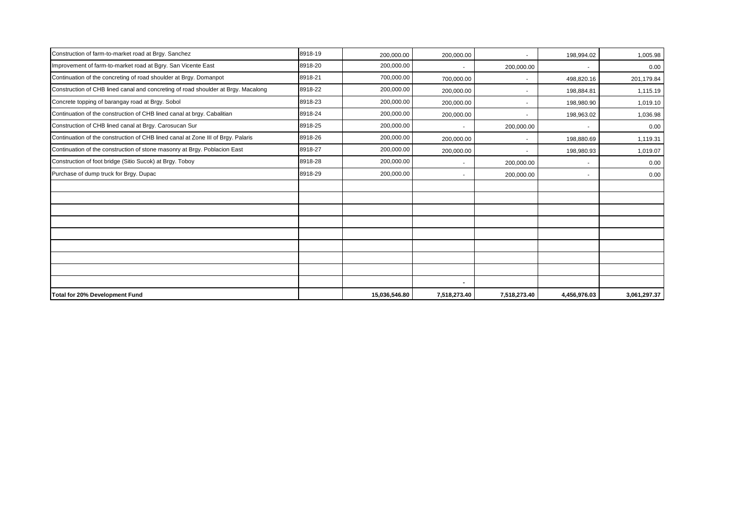| | | | | | | |
|---|---|---|---|---|---|---|
| Construction of farm-to-market road at Brgy. Sanchez | 8918-19 | 200,000.00 | 200,000.00 | - | 198,994.02 | 1,005.98 |
| Improvement of farm-to-market road at Bgry. San Vicente East | 8918-20 | 200,000.00 | - | 200,000.00 | - | 0.00 |
| Continuation of the concreting of road shoulder at Brgy. Domanpot | 8918-21 | 700,000.00 | 700,000.00 | - | 498,820.16 | 201,179.84 |
| Construction of CHB lined canal and concreting of road shoulder at Brgy. Macalong | 8918-22 | 200,000.00 | 200,000.00 | - | 198,884.81 | 1,115.19 |
| Concrete topping of barangay road at Brgy. Sobol | 8918-23 | 200,000.00 | 200,000.00 | - | 198,980.90 | 1,019.10 |
| Continuation of the construction of CHB lined canal at brgy. Cabalitian | 8918-24 | 200,000.00 | 200,000.00 | - | 198,963.02 | 1,036.98 |
| Construction of CHB lined canal at Brgy. Carosucan Sur | 8918-25 | 200,000.00 | - | 200,000.00 | - | 0.00 |
| Continuation of the construction of CHB lined canal at Zone III of Brgy. Palaris | 8918-26 | 200,000.00 | 200,000.00 | - | 198,880.69 | 1,119.31 |
| Continuation of the construction of stone masonry at Brgy. Poblacion East | 8918-27 | 200,000.00 | 200,000.00 | - | 198,980.93 | 1,019.07 |
| Construction of foot bridge (Sitio Sucok) at Brgy. Toboy | 8918-28 | 200,000.00 | - | 200,000.00 | - | 0.00 |
| Purchase of dump truck for Brgy. Dupac | 8918-29 | 200,000.00 | - | 200,000.00 | - | 0.00 |
| | | | | | | |
| | | | | | | |
| | | | | | | |
| | | | | | | |
| | | | | | | |
| | | | | | | |
| | | | | | | |
| | | | | | | |
| | | | - | | | |
| **Total for 20% Development Fund** | | **15,036,546.80** | **7,518,273.40** | **7,518,273.40** | **4,456,976.03** | **3,061,297.37** |